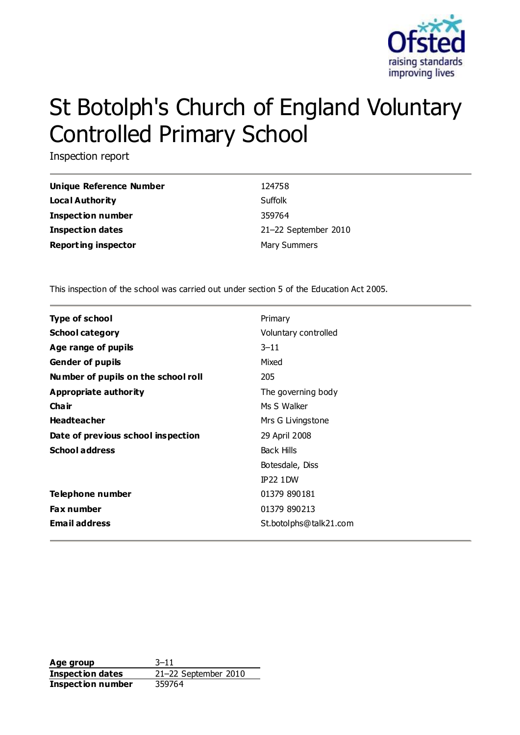# St Botolph's Church of England Voluntary Controlled Primary School

Inspection report

| | |
|---|---|
| **Unique Reference Number** | 124758 |
| **Local Authority** | Suffolk |
| **Inspection number** | 359764 |
| **Inspection dates** | 21–22 September 2010 |
| **Reporting inspector** | Mary Summers |

This inspection of the school was carried out under section 5 of the Education Act 2005.

| | |
|---|---|
| **Type of school** | Primary |
| **School category** | Voluntary controlled |
| **Age range of pupils** | 3–11 |
| **Gender of pupils** | Mixed |
| **Number of pupils on the school roll** | 205 |
| **Appropriate authority** | The governing body |
| **Chair** | Ms S Walker |
| **Headteacher** | Mrs G Livingstone |
| **Date of previous school inspection** | 29 April 2008 |
| **School address** | Back Hills<br>Botesdale, Diss<br>IP22 1DW |
| **Telephone number** | 01379 890181 |
| **Fax number** | 01379 890213 |
| **Email address** | St.botolphs@talk21.com |

| | |
|---|---|
| **Age group** | 3–11 |
| **Inspection dates** | 21–22 September 2010 |
| **Inspection number** | 359764 |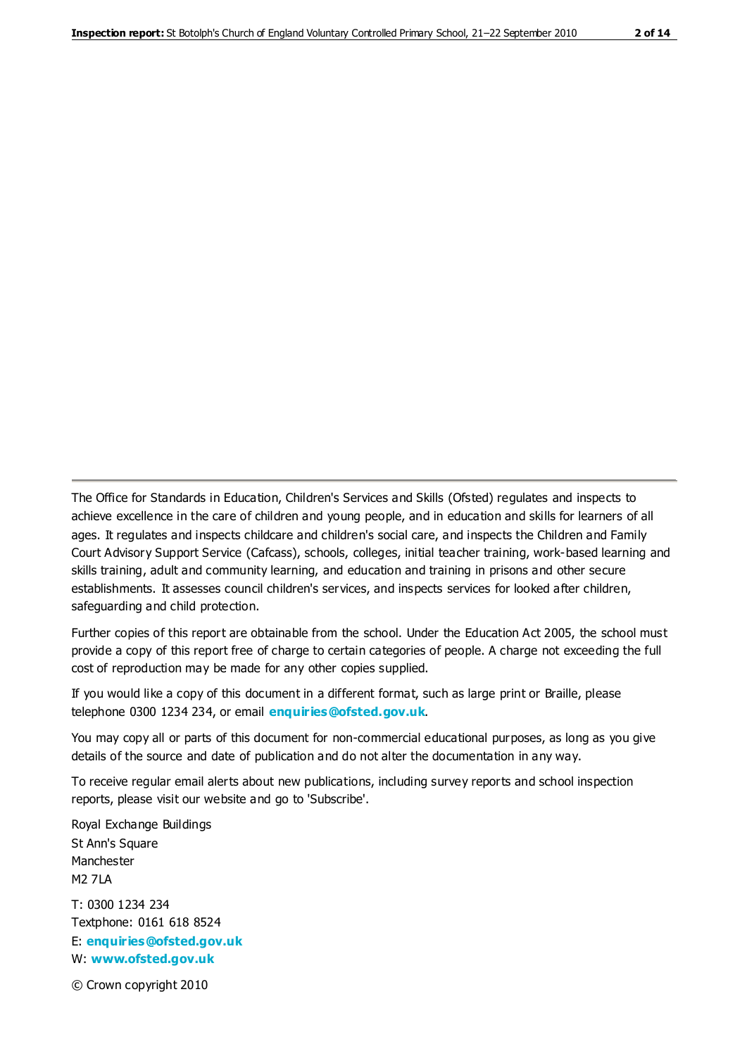The Office for Standards in Education, Children's Services and Skills (Ofsted) regulates and inspects to achieve excellence in the care of children and young people, and in education and skills for learners of all ages. It regulates and inspects childcare and children's social care, and inspects the Children and Family Court Advisory Support Service (Cafcass), schools, colleges, initial teacher training, work-based learning and skills training, adult and community learning, and education and training in prisons and other secure establishments. It assesses council children's services, and inspects services for looked after children, safeguarding and child protection.

Further copies of this report are obtainable from the school. Under the Education Act 2005, the school must provide a copy of this report free of charge to certain categories of people. A charge not exceeding the full cost of reproduction may be made for any other copies supplied.

If you would like a copy of this document in a different format, such as large print or Braille, please telephone 0300 1234 234, or email **enquiries@ofsted.gov.uk**.

You may copy all or parts of this document for non-commercial educational purposes, as long as you give details of the source and date of publication and do not alter the documentation in any way.

To receive regular email alerts about new publications, including survey reports and school inspection reports, please visit our website and go to 'Subscribe'.

Royal Exchange Buildings
St Ann's Square
Manchester
M2 7LA

T: 0300 1234 234
Textphone: 0161 618 8524
E: **enquiries@ofsted.gov.uk**
W: **www.ofsted.gov.uk**

© Crown copyright 2010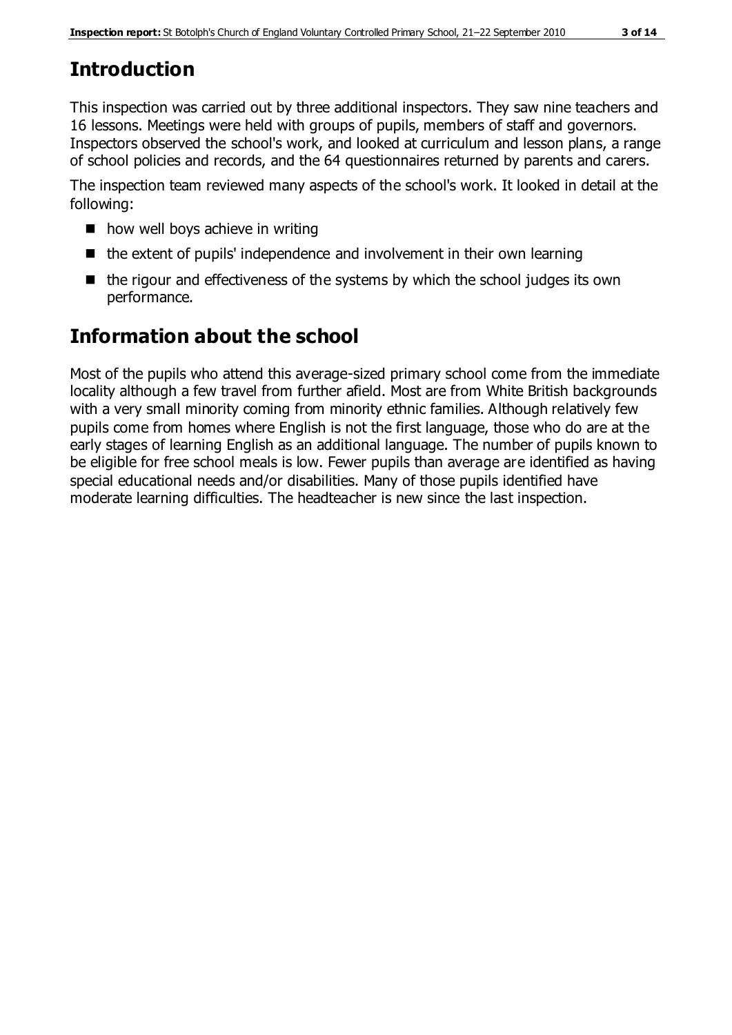## Introduction

This inspection was carried out by three additional inspectors. They saw nine teachers and 16 lessons. Meetings were held with groups of pupils, members of staff and governors. Inspectors observed the school's work, and looked at curriculum and lesson plans, a range of school policies and records, and the 64 questionnaires returned by parents and carers.

The inspection team reviewed many aspects of the school's work. It looked in detail at the following:

- how well boys achieve in writing
- the extent of pupils' independence and involvement in their own learning
- the rigour and effectiveness of the systems by which the school judges its own performance.

## Information about the school

Most of the pupils who attend this average-sized primary school come from the immediate locality although a few travel from further afield. Most are from White British backgrounds with a very small minority coming from minority ethnic families. Although relatively few pupils come from homes where English is not the first language, those who do are at the early stages of learning English as an additional language. The number of pupils known to be eligible for free school meals is low. Fewer pupils than average are identified as having special educational needs and/or disabilities. Many of those pupils identified have moderate learning difficulties. The headteacher is new since the last inspection.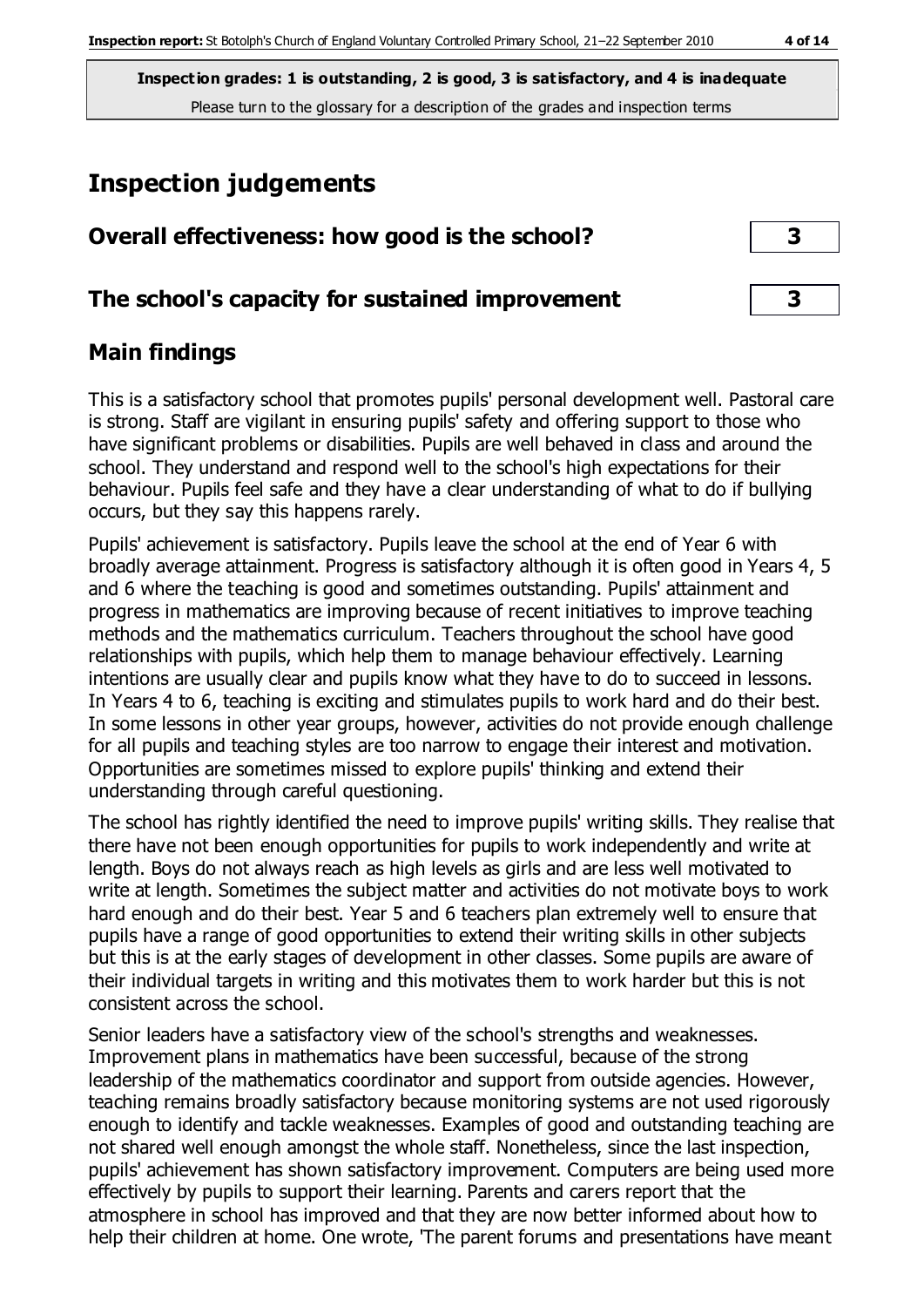**Inspection grades: 1 is outstanding, 2 is good, 3 is satisfactory, and 4 is inadequate**
Please turn to the glossary for a description of the grades and inspection terms

# Inspection judgements

## Overall effectiveness: how good is the school? 3

## The school's capacity for sustained improvement 3

## Main findings

This is a satisfactory school that promotes pupils' personal development well. Pastoral care is strong. Staff are vigilant in ensuring pupils' safety and offering support to those who have significant problems or disabilities. Pupils are well behaved in class and around the school. They understand and respond well to the school's high expectations for their behaviour. Pupils feel safe and they have a clear understanding of what to do if bullying occurs, but they say this happens rarely.

Pupils' achievement is satisfactory. Pupils leave the school at the end of Year 6 with broadly average attainment. Progress is satisfactory although it is often good in Years 4, 5 and 6 where the teaching is good and sometimes outstanding. Pupils' attainment and progress in mathematics are improving because of recent initiatives to improve teaching methods and the mathematics curriculum. Teachers throughout the school have good relationships with pupils, which help them to manage behaviour effectively. Learning intentions are usually clear and pupils know what they have to do to succeed in lessons. In Years 4 to 6, teaching is exciting and stimulates pupils to work hard and do their best. In some lessons in other year groups, however, activities do not provide enough challenge for all pupils and teaching styles are too narrow to engage their interest and motivation. Opportunities are sometimes missed to explore pupils' thinking and extend their understanding through careful questioning.

The school has rightly identified the need to improve pupils' writing skills. They realise that there have not been enough opportunities for pupils to work independently and write at length. Boys do not always reach as high levels as girls and are less well motivated to write at length. Sometimes the subject matter and activities do not motivate boys to work hard enough and do their best. Year 5 and 6 teachers plan extremely well to ensure that pupils have a range of good opportunities to extend their writing skills in other subjects but this is at the early stages of development in other classes. Some pupils are aware of their individual targets in writing and this motivates them to work harder but this is not consistent across the school.

Senior leaders have a satisfactory view of the school's strengths and weaknesses. Improvement plans in mathematics have been successful, because of the strong leadership of the mathematics coordinator and support from outside agencies. However, teaching remains broadly satisfactory because monitoring systems are not used rigorously enough to identify and tackle weaknesses. Examples of good and outstanding teaching are not shared well enough amongst the whole staff. Nonetheless, since the last inspection, pupils' achievement has shown satisfactory improvement. Computers are being used more effectively by pupils to support their learning. Parents and carers report that the atmosphere in school has improved and that they are now better informed about how to help their children at home. One wrote, 'The parent forums and presentations have meant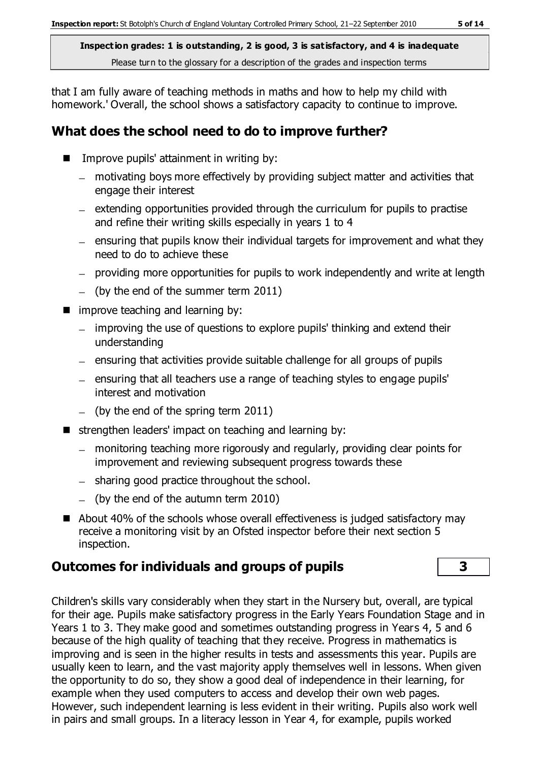that I am fully aware of teaching methods in maths and how to help my child with homework.' Overall, the school shows a satisfactory capacity to continue to improve.

## What does the school need to do to improve further?

- Improve pupils' attainment in writing by:
  - motivating boys more effectively by providing subject matter and activities that engage their interest
  - extending opportunities provided through the curriculum for pupils to practise and refine their writing skills especially in years 1 to 4
  - ensuring that pupils know their individual targets for improvement and what they need to do to achieve these
  - providing more opportunities for pupils to work independently and write at length
  - (by the end of the summer term 2011)
- improve teaching and learning by:
  - improving the use of questions to explore pupils' thinking and extend their understanding
  - ensuring that activities provide suitable challenge for all groups of pupils
  - ensuring that all teachers use a range of teaching styles to engage pupils' interest and motivation
  - (by the end of the spring term 2011)
- strengthen leaders' impact on teaching and learning by:
  - monitoring teaching more rigorously and regularly, providing clear points for improvement and reviewing subsequent progress towards these
  - sharing good practice throughout the school.
  - (by the end of the autumn term 2010)
- About 40% of the schools whose overall effectiveness is judged satisfactory may receive a monitoring visit by an Ofsted inspector before their next section 5 inspection.

## Outcomes for individuals and groups of pupils — 3

Children's skills vary considerably when they start in the Nursery but, overall, are typical for their age. Pupils make satisfactory progress in the Early Years Foundation Stage and in Years 1 to 3. They make good and sometimes outstanding progress in Years 4, 5 and 6 because of the high quality of teaching that they receive. Progress in mathematics is improving and is seen in the higher results in tests and assessments this year. Pupils are usually keen to learn, and the vast majority apply themselves well in lessons. When given the opportunity to do so, they show a good deal of independence in their learning, for example when they used computers to access and develop their own web pages. However, such independent learning is less evident in their writing. Pupils also work well in pairs and small groups. In a literacy lesson in Year 4, for example, pupils worked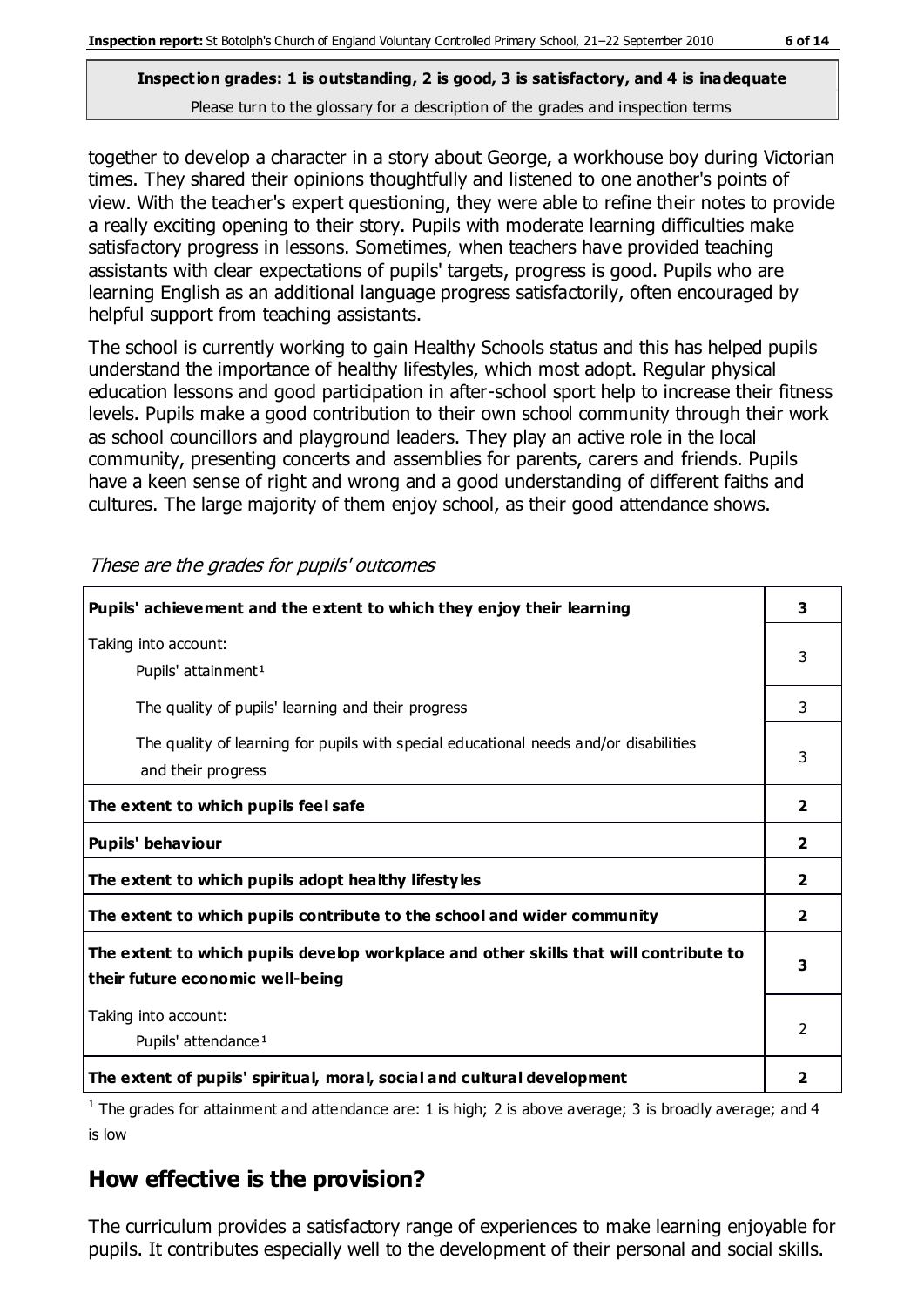**Inspection grades: 1 is outstanding, 2 is good, 3 is satisfactory, and 4 is inadequate**
Please turn to the glossary for a description of the grades and inspection terms

together to develop a character in a story about George, a workhouse boy during Victorian times. They shared their opinions thoughtfully and listened to one another's points of view. With the teacher's expert questioning, they were able to refine their notes to provide a really exciting opening to their story. Pupils with moderate learning difficulties make satisfactory progress in lessons. Sometimes, when teachers have provided teaching assistants with clear expectations of pupils' targets, progress is good. Pupils who are learning English as an additional language progress satisfactorily, often encouraged by helpful support from teaching assistants.

The school is currently working to gain Healthy Schools status and this has helped pupils understand the importance of healthy lifestyles, which most adopt. Regular physical education lessons and good participation in after-school sport help to increase their fitness levels. Pupils make a good contribution to their own school community through their work as school councillors and playground leaders. They play an active role in the local community, presenting concerts and assemblies for parents, carers and friends. Pupils have a keen sense of right and wrong and a good understanding of different faiths and cultures. The large majority of them enjoy school, as their good attendance shows.

*These are the grades for pupils' outcomes*

| | |
|---|---|
| **Pupils' achievement and the extent to which they enjoy their learning** | **3** |
| Taking into account: Pupils' attainment[1] | 3 |
| The quality of pupils' learning and their progress | 3 |
| The quality of learning for pupils with special educational needs and/or disabilities and their progress | 3 |
| **The extent to which pupils feel safe** | **2** |
| **Pupils' behaviour** | **2** |
| **The extent to which pupils adopt healthy lifestyles** | **2** |
| **The extent to which pupils contribute to the school and wider community** | **2** |
| **The extent to which pupils develop workplace and other skills that will contribute to their future economic well-being** | **3** |
| Taking into account: Pupils' attendance[1] | 2 |
| **The extent of pupils' spiritual, moral, social and cultural development** | **2** |

[1] The grades for attainment and attendance are: 1 is high; 2 is above average; 3 is broadly average; and 4 is low

## How effective is the provision?

The curriculum provides a satisfactory range of experiences to make learning enjoyable for pupils. It contributes especially well to the development of their personal and social skills.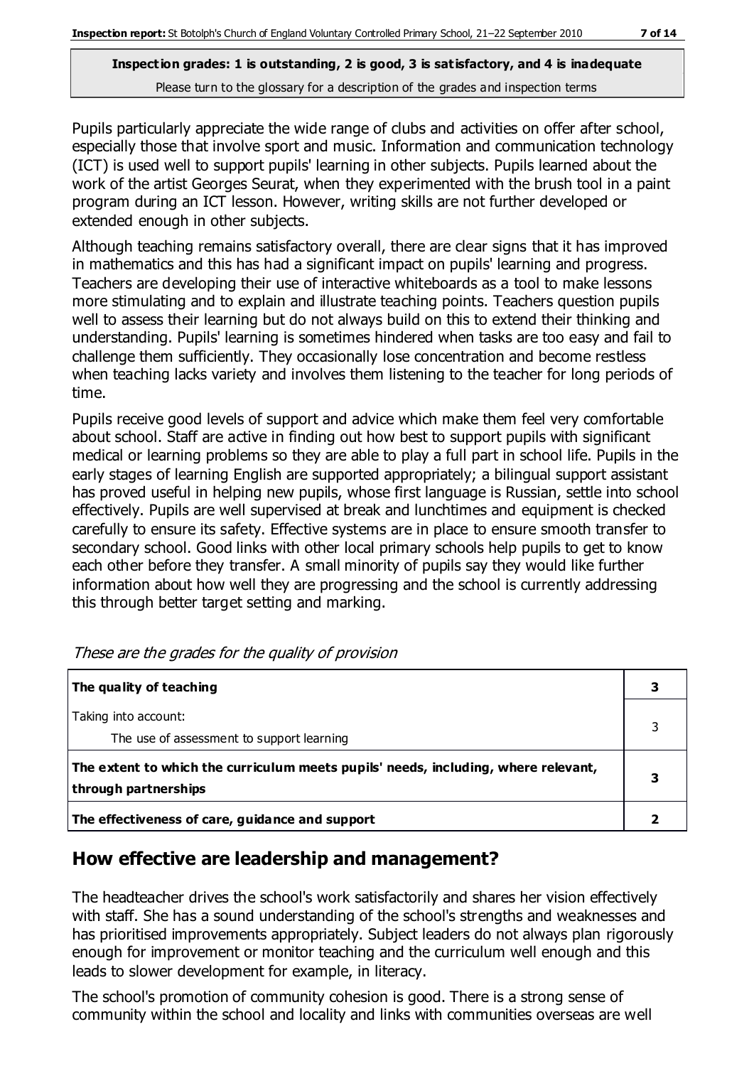**Inspection grades: 1 is outstanding, 2 is good, 3 is satisfactory, and 4 is inadequate**
Please turn to the glossary for a description of the grades and inspection terms

Pupils particularly appreciate the wide range of clubs and activities on offer after school, especially those that involve sport and music. Information and communication technology (ICT) is used well to support pupils' learning in other subjects. Pupils learned about the work of the artist Georges Seurat, when they experimented with the brush tool in a paint program during an ICT lesson. However, writing skills are not further developed or extended enough in other subjects.

Although teaching remains satisfactory overall, there are clear signs that it has improved in mathematics and this has had a significant impact on pupils' learning and progress. Teachers are developing their use of interactive whiteboards as a tool to make lessons more stimulating and to explain and illustrate teaching points. Teachers question pupils well to assess their learning but do not always build on this to extend their thinking and understanding. Pupils' learning is sometimes hindered when tasks are too easy and fail to challenge them sufficiently. They occasionally lose concentration and become restless when teaching lacks variety and involves them listening to the teacher for long periods of time.

Pupils receive good levels of support and advice which make them feel very comfortable about school. Staff are active in finding out how best to support pupils with significant medical or learning problems so they are able to play a full part in school life. Pupils in the early stages of learning English are supported appropriately; a bilingual support assistant has proved useful in helping new pupils, whose first language is Russian, settle into school effectively. Pupils are well supervised at break and lunchtimes and equipment is checked carefully to ensure its safety. Effective systems are in place to ensure smooth transfer to secondary school. Good links with other local primary schools help pupils to get to know each other before they transfer. A small minority of pupils say they would like further information about how well they are progressing and the school is currently addressing this through better target setting and marking.

*These are the grades for the quality of provision*

| | |
|---|---|
| **The quality of teaching** | **3** |
| Taking into account:<br>The use of assessment to support learning | 3 |
| **The extent to which the curriculum meets pupils' needs, including, where relevant, through partnerships** | **3** |
| **The effectiveness of care, guidance and support** | **2** |

## How effective are leadership and management?

The headteacher drives the school's work satisfactorily and shares her vision effectively with staff. She has a sound understanding of the school's strengths and weaknesses and has prioritised improvements appropriately. Subject leaders do not always plan rigorously enough for improvement or monitor teaching and the curriculum well enough and this leads to slower development for example, in literacy.

The school's promotion of community cohesion is good. There is a strong sense of community within the school and locality and links with communities overseas are well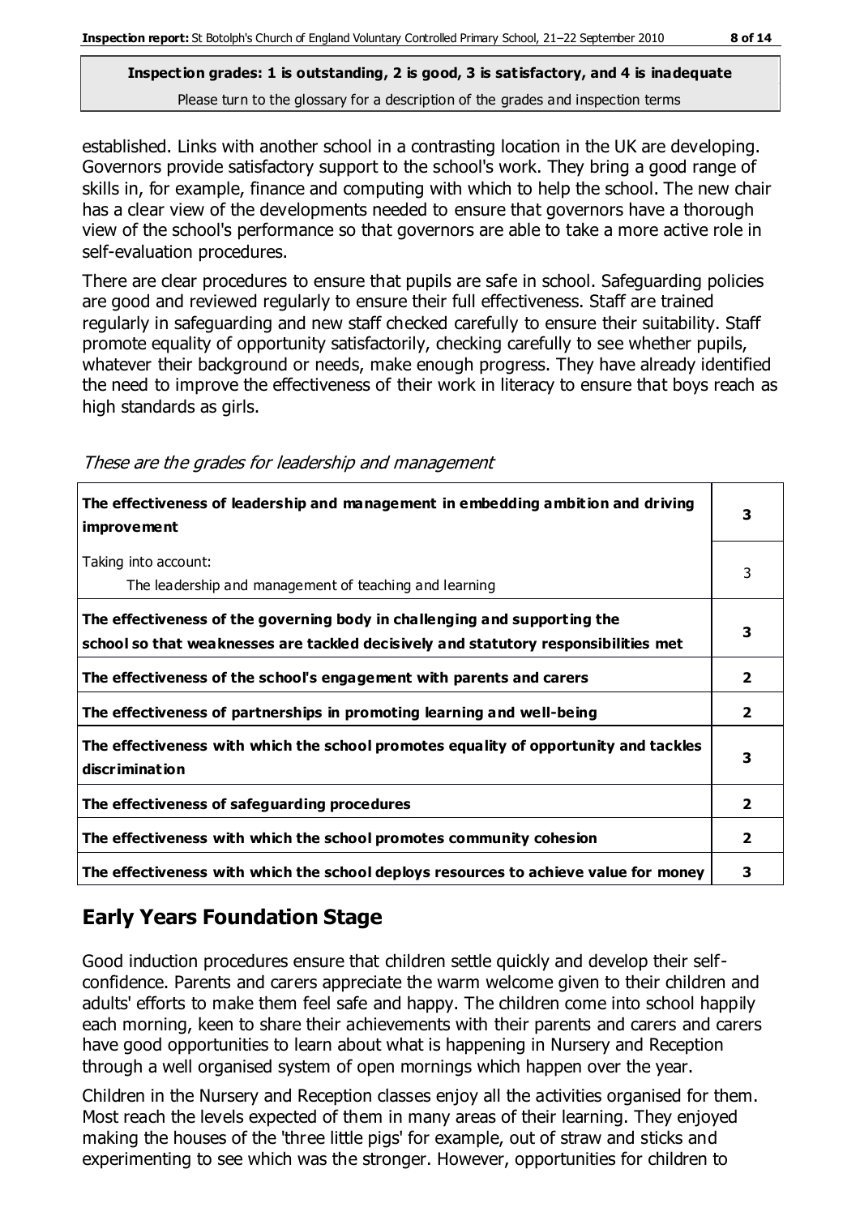established. Links with another school in a contrasting location in the UK are developing. Governors provide satisfactory support to the school's work. They bring a good range of skills in, for example, finance and computing with which to help the school. The new chair has a clear view of the developments needed to ensure that governors have a thorough view of the school's performance so that governors are able to take a more active role in self-evaluation procedures.

There are clear procedures to ensure that pupils are safe in school. Safeguarding policies are good and reviewed regularly to ensure their full effectiveness. Staff are trained regularly in safeguarding and new staff checked carefully to ensure their suitability. Staff promote equality of opportunity satisfactorily, checking carefully to see whether pupils, whatever their background or needs, make enough progress. They have already identified the need to improve the effectiveness of their work in literacy to ensure that boys reach as high standards as girls.

*These are the grades for leadership and management*

| | |
|---|---|
| **The effectiveness of leadership and management in embedding ambition and driving improvement** | **3** |
| Taking into account:<br>The leadership and management of teaching and learning | 3 |
| **The effectiveness of the governing body in challenging and supporting the school so that weaknesses are tackled decisively and statutory responsibilities met** | **3** |
| **The effectiveness of the school's engagement with parents and carers** | **2** |
| **The effectiveness of partnerships in promoting learning and well-being** | **2** |
| **The effectiveness with which the school promotes equality of opportunity and tackles discrimination** | **3** |
| **The effectiveness of safeguarding procedures** | **2** |
| **The effectiveness with which the school promotes community cohesion** | **2** |
| **The effectiveness with which the school deploys resources to achieve value for money** | **3** |

## Early Years Foundation Stage

Good induction procedures ensure that children settle quickly and develop their self-confidence. Parents and carers appreciate the warm welcome given to their children and adults' efforts to make them feel safe and happy. The children come into school happily each morning, keen to share their achievements with their parents and carers and carers have good opportunities to learn about what is happening in Nursery and Reception through a well organised system of open mornings which happen over the year.

Children in the Nursery and Reception classes enjoy all the activities organised for them. Most reach the levels expected of them in many areas of their learning. They enjoyed making the houses of the 'three little pigs' for example, out of straw and sticks and experimenting to see which was the stronger. However, opportunities for children to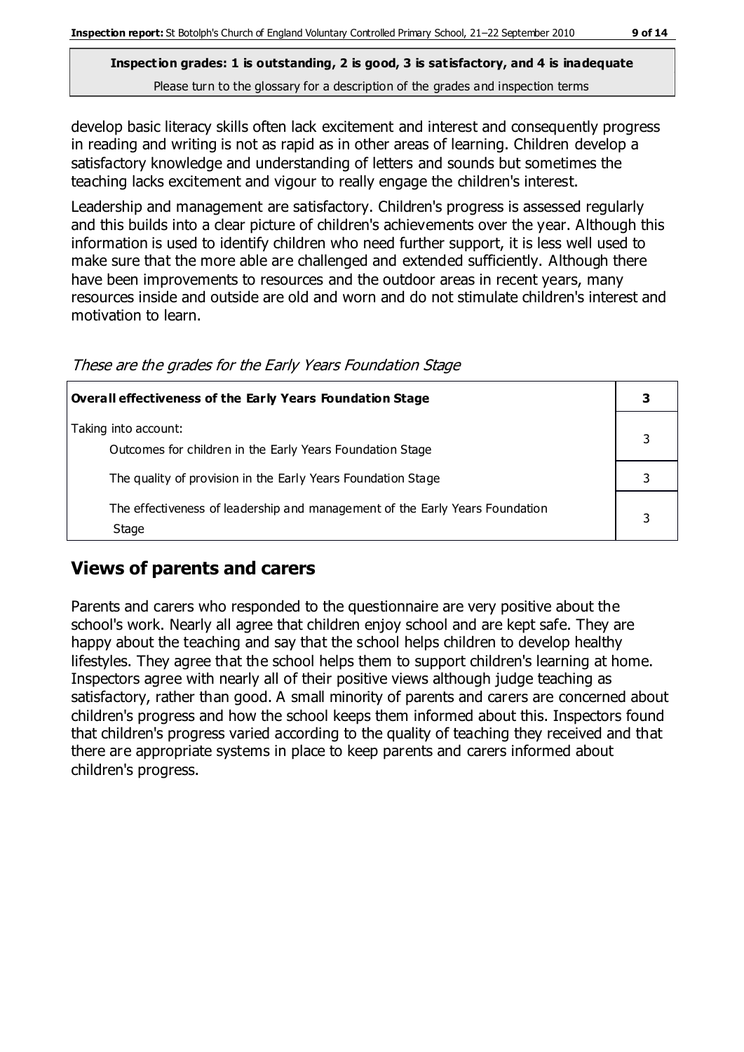develop basic literacy skills often lack excitement and interest and consequently progress in reading and writing is not as rapid as in other areas of learning. Children develop a satisfactory knowledge and understanding of letters and sounds but sometimes the teaching lacks excitement and vigour to really engage the children's interest.

Leadership and management are satisfactory. Children's progress is assessed regularly and this builds into a clear picture of children's achievements over the year. Although this information is used to identify children who need further support, it is less well used to make sure that the more able are challenged and extended sufficiently. Although there have been improvements to resources and the outdoor areas in recent years, many resources inside and outside are old and worn and do not stimulate children's interest and motivation to learn.

*These are the grades for the Early Years Foundation Stage*

| **Overall effectiveness of the Early Years Foundation Stage** | **3** |
|---|---|
| Taking into account:<br>Outcomes for children in the Early Years Foundation Stage | 3 |
| The quality of provision in the Early Years Foundation Stage | 3 |
| The effectiveness of leadership and management of the Early Years Foundation Stage | 3 |

## Views of parents and carers

Parents and carers who responded to the questionnaire are very positive about the school's work. Nearly all agree that children enjoy school and are kept safe. They are happy about the teaching and say that the school helps children to develop healthy lifestyles. They agree that the school helps them to support children's learning at home. Inspectors agree with nearly all of their positive views although judge teaching as satisfactory, rather than good. A small minority of parents and carers are concerned about children's progress and how the school keeps them informed about this. Inspectors found that children's progress varied according to the quality of teaching they received and that there are appropriate systems in place to keep parents and carers informed about children's progress.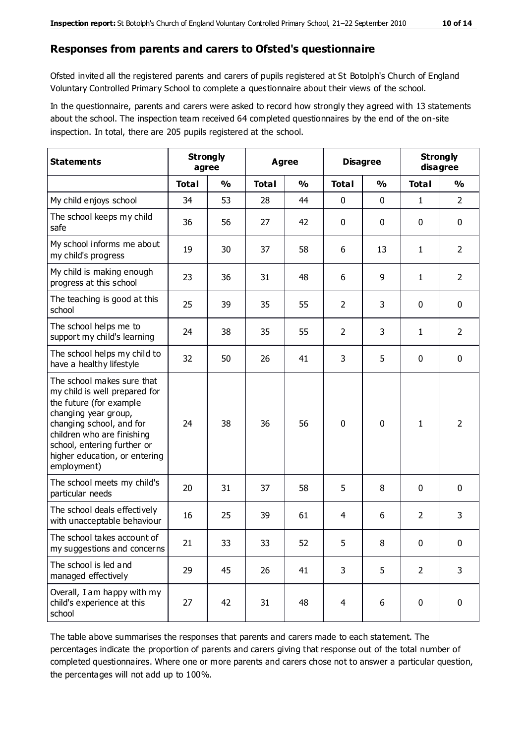## Responses from parents and carers to Ofsted's questionnaire

Ofsted invited all the registered parents and carers of pupils registered at St Botolph's Church of England Voluntary Controlled Primary School to complete a questionnaire about their views of the school.

In the questionnaire, parents and carers were asked to record how strongly they agreed with 13 statements about the school. The inspection team received 64 completed questionnaires by the end of the on-site inspection. In total, there are 205 pupils registered at the school.

| Statements | Strongly agree | | Agree | | Disagree | | Strongly disagree | |
|---|---|---|---|---|---|---|---|---|
| | Total | % | Total | % | Total | % | Total | % |
| My child enjoys school | 34 | 53 | 28 | 44 | 0 | 0 | 1 | 2 |
| The school keeps my child safe | 36 | 56 | 27 | 42 | 0 | 0 | 0 | 0 |
| My school informs me about my child's progress | 19 | 30 | 37 | 58 | 6 | 13 | 1 | 2 |
| My child is making enough progress at this school | 23 | 36 | 31 | 48 | 6 | 9 | 1 | 2 |
| The teaching is good at this school | 25 | 39 | 35 | 55 | 2 | 3 | 0 | 0 |
| The school helps me to support my child's learning | 24 | 38 | 35 | 55 | 2 | 3 | 1 | 2 |
| The school helps my child to have a healthy lifestyle | 32 | 50 | 26 | 41 | 3 | 5 | 0 | 0 |
| The school makes sure that my child is well prepared for the future (for example changing year group, changing school, and for children who are finishing school, entering further or higher education, or entering employment) | 24 | 38 | 36 | 56 | 0 | 0 | 1 | 2 |
| The school meets my child's particular needs | 20 | 31 | 37 | 58 | 5 | 8 | 0 | 0 |
| The school deals effectively with unacceptable behaviour | 16 | 25 | 39 | 61 | 4 | 6 | 2 | 3 |
| The school takes account of my suggestions and concerns | 21 | 33 | 33 | 52 | 5 | 8 | 0 | 0 |
| The school is led and managed effectively | 29 | 45 | 26 | 41 | 3 | 5 | 2 | 3 |
| Overall, I am happy with my child's experience at this school | 27 | 42 | 31 | 48 | 4 | 6 | 0 | 0 |

The table above summarises the responses that parents and carers made to each statement. The percentages indicate the proportion of parents and carers giving that response out of the total number of completed questionnaires. Where one or more parents and carers chose not to answer a particular question, the percentages will not add up to 100%.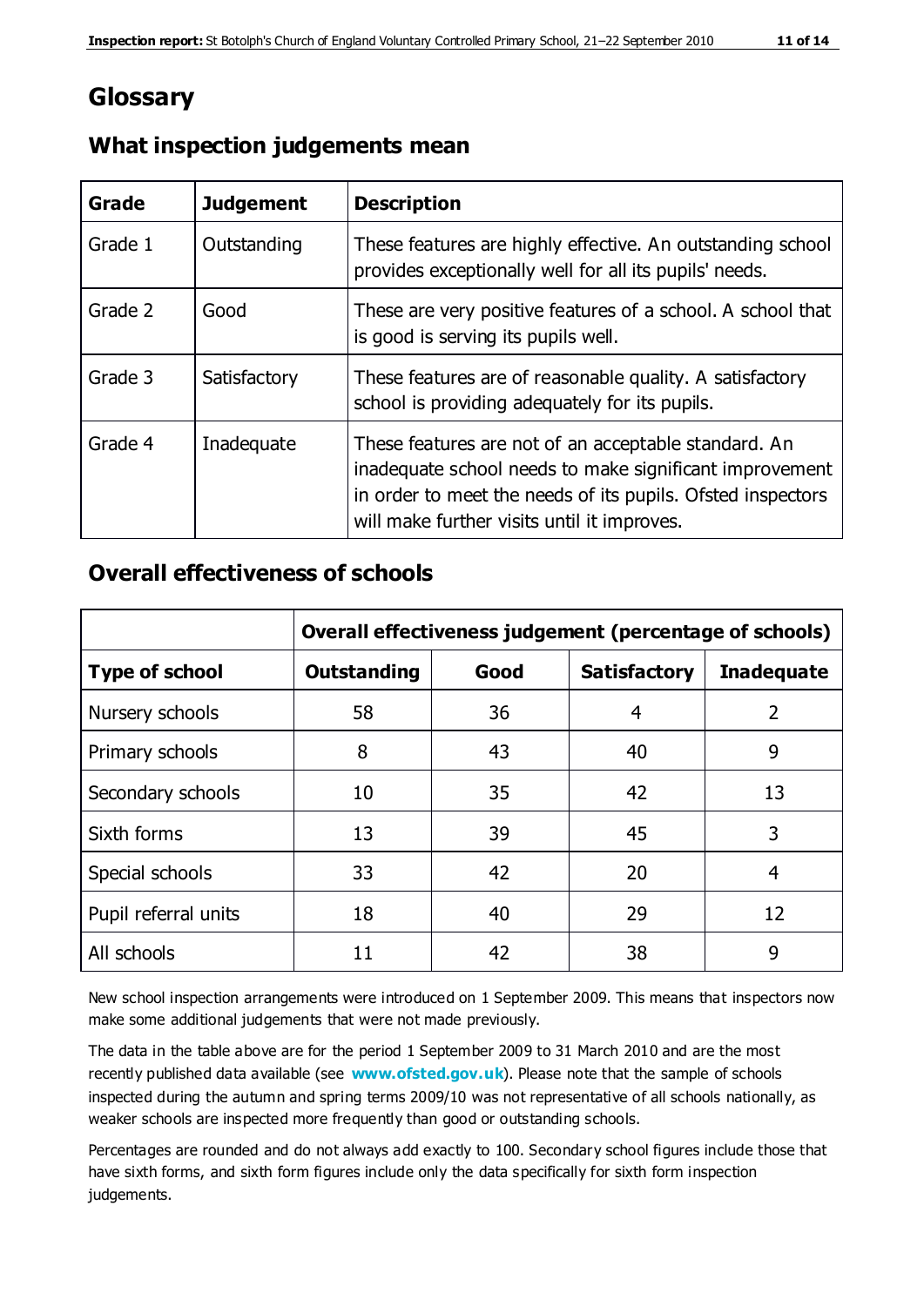# Glossary

## What inspection judgements mean

| Grade | Judgement | Description |
|---|---|---|
| Grade 1 | Outstanding | These features are highly effective. An outstanding school provides exceptionally well for all its pupils' needs. |
| Grade 2 | Good | These are very positive features of a school. A school that is good is serving its pupils well. |
| Grade 3 | Satisfactory | These features are of reasonable quality. A satisfactory school is providing adequately for its pupils. |
| Grade 4 | Inadequate | These features are not of an acceptable standard. An inadequate school needs to make significant improvement in order to meet the needs of its pupils. Ofsted inspectors will make further visits until it improves. |

## Overall effectiveness of schools

| | Overall effectiveness judgement (percentage of schools) | | | |
|---|---|---|---|---|
| **Type of school** | **Outstanding** | **Good** | **Satisfactory** | **Inadequate** |
| Nursery schools | 58 | 36 | 4 | 2 |
| Primary schools | 8 | 43 | 40 | 9 |
| Secondary schools | 10 | 35 | 42 | 13 |
| Sixth forms | 13 | 39 | 45 | 3 |
| Special schools | 33 | 42 | 20 | 4 |
| Pupil referral units | 18 | 40 | 29 | 12 |
| All schools | 11 | 42 | 38 | 9 |

New school inspection arrangements were introduced on 1 September 2009. This means that inspectors now make some additional judgements that were not made previously.

The data in the table above are for the period 1 September 2009 to 31 March 2010 and are the most recently published data available (see **www.ofsted.gov.uk**). Please note that the sample of schools inspected during the autumn and spring terms 2009/10 was not representative of all schools nationally, as weaker schools are inspected more frequently than good or outstanding schools.

Percentages are rounded and do not always add exactly to 100. Secondary school figures include those that have sixth forms, and sixth form figures include only the data specifically for sixth form inspection judgements.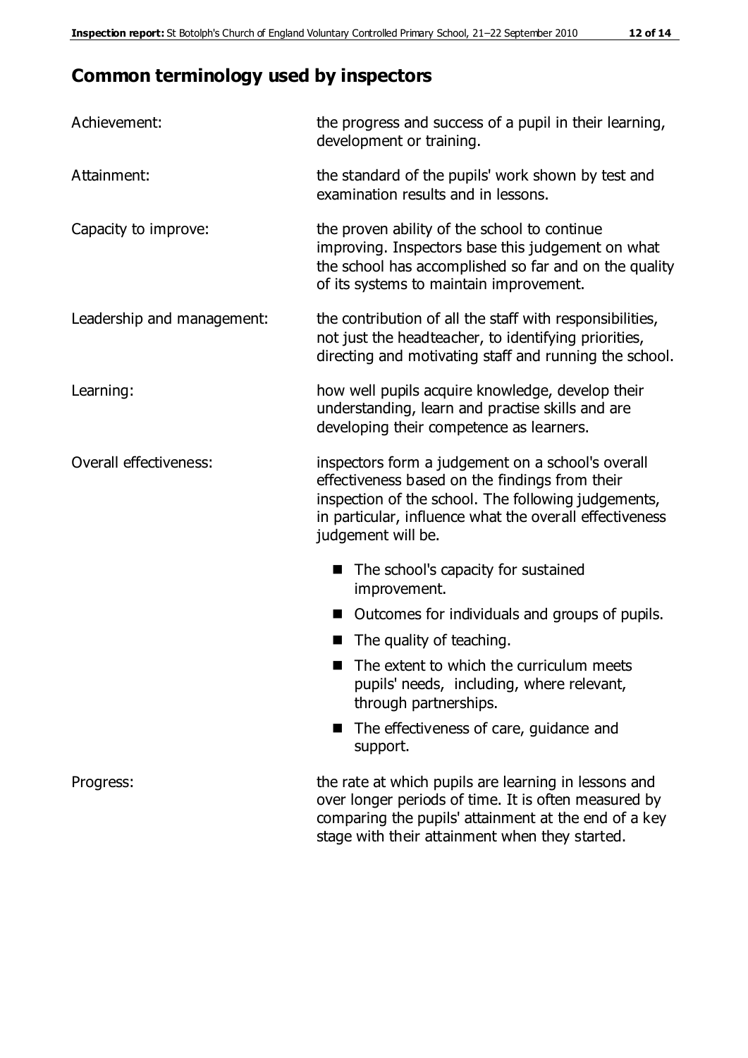## Common terminology used by inspectors

**Achievement:** the progress and success of a pupil in their learning, development or training.

**Attainment:** the standard of the pupils' work shown by test and examination results and in lessons.

**Capacity to improve:** the proven ability of the school to continue improving. Inspectors base this judgement on what the school has accomplished so far and on the quality of its systems to maintain improvement.

**Leadership and management:** the contribution of all the staff with responsibilities, not just the headteacher, to identifying priorities, directing and motivating staff and running the school.

**Learning:** how well pupils acquire knowledge, develop their understanding, learn and practise skills and are developing their competence as learners.

**Overall effectiveness:** inspectors form a judgement on a school's overall effectiveness based on the findings from their inspection of the school. The following judgements, in particular, influence what the overall effectiveness judgement will be.

- The school's capacity for sustained improvement.
- Outcomes for individuals and groups of pupils.
- The quality of teaching.
- The extent to which the curriculum meets pupils' needs, including, where relevant, through partnerships.
- The effectiveness of care, guidance and support.

**Progress:** the rate at which pupils are learning in lessons and over longer periods of time. It is often measured by comparing the pupils' attainment at the end of a key stage with their attainment when they started.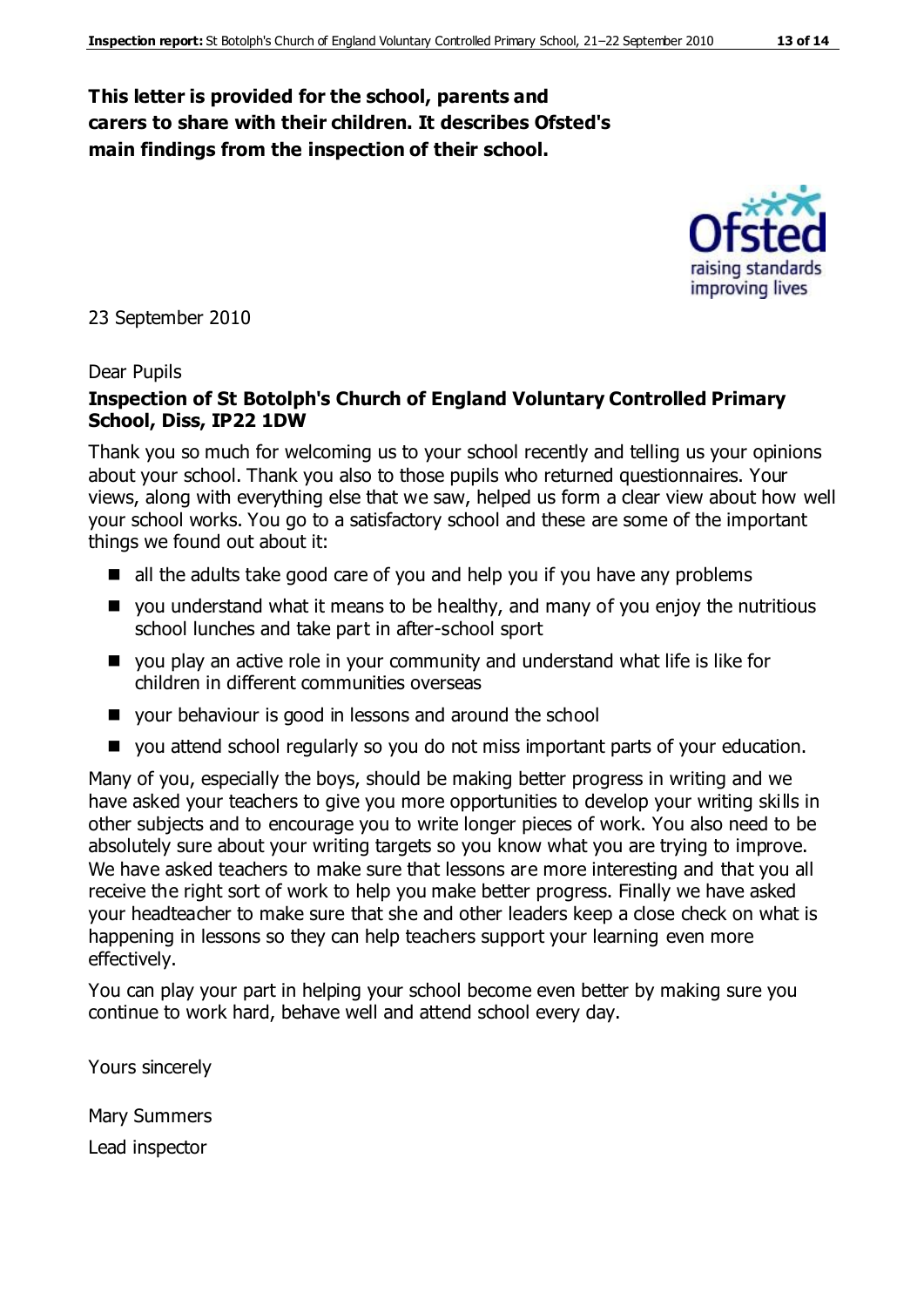**This letter is provided for the school, parents and carers to share with their children. It describes Ofsted's main findings from the inspection of their school.**

23 September 2010

Dear Pupils

**Inspection of St Botolph's Church of England Voluntary Controlled Primary School, Diss, IP22 1DW**

Thank you so much for welcoming us to your school recently and telling us your opinions about your school. Thank you also to those pupils who returned questionnaires. Your views, along with everything else that we saw, helped us form a clear view about how well your school works. You go to a satisfactory school and these are some of the important things we found out about it:

- all the adults take good care of you and help you if you have any problems
- you understand what it means to be healthy, and many of you enjoy the nutritious school lunches and take part in after-school sport
- you play an active role in your community and understand what life is like for children in different communities overseas
- your behaviour is good in lessons and around the school
- you attend school regularly so you do not miss important parts of your education.

Many of you, especially the boys, should be making better progress in writing and we have asked your teachers to give you more opportunities to develop your writing skills in other subjects and to encourage you to write longer pieces of work. You also need to be absolutely sure about your writing targets so you know what you are trying to improve. We have asked teachers to make sure that lessons are more interesting and that you all receive the right sort of work to help you make better progress. Finally we have asked your headteacher to make sure that she and other leaders keep a close check on what is happening in lessons so they can help teachers support your learning even more effectively.

You can play your part in helping your school become even better by making sure you continue to work hard, behave well and attend school every day.

Yours sincerely

Mary Summers

Lead inspector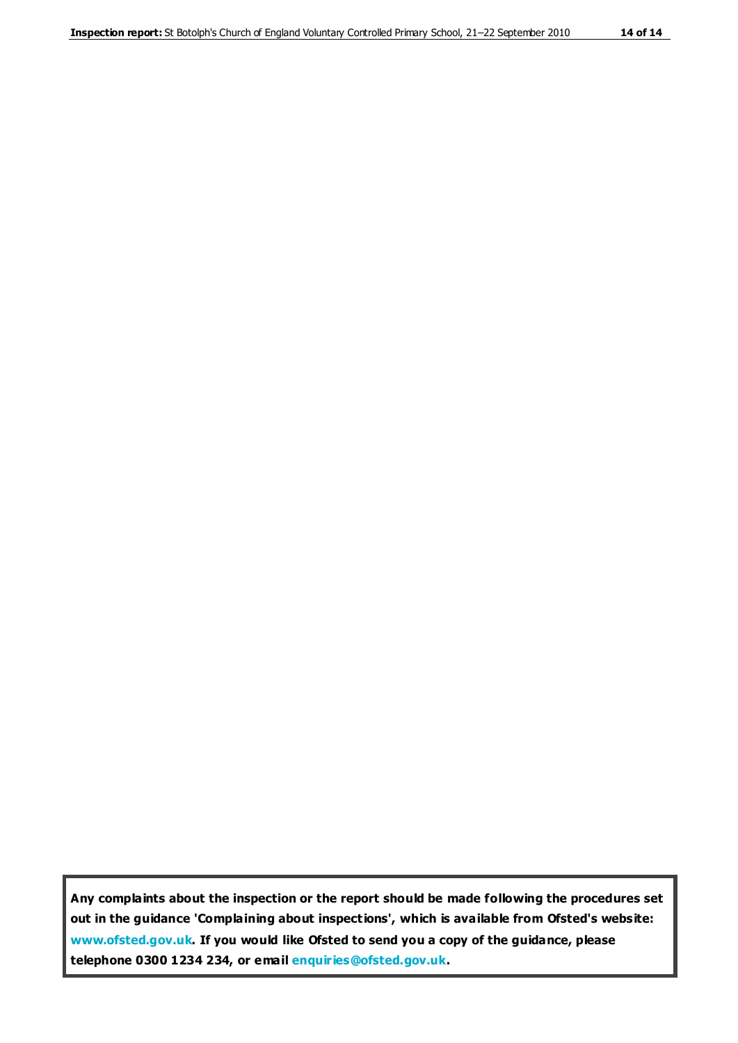**Any complaints about the inspection or the report should be made following the procedures set out in the guidance 'Complaining about inspections', which is available from Ofsted's website: www.ofsted.gov.uk. If you would like Ofsted to send you a copy of the guidance, please telephone 0300 1234 234, or email enquiries@ofsted.gov.uk.**